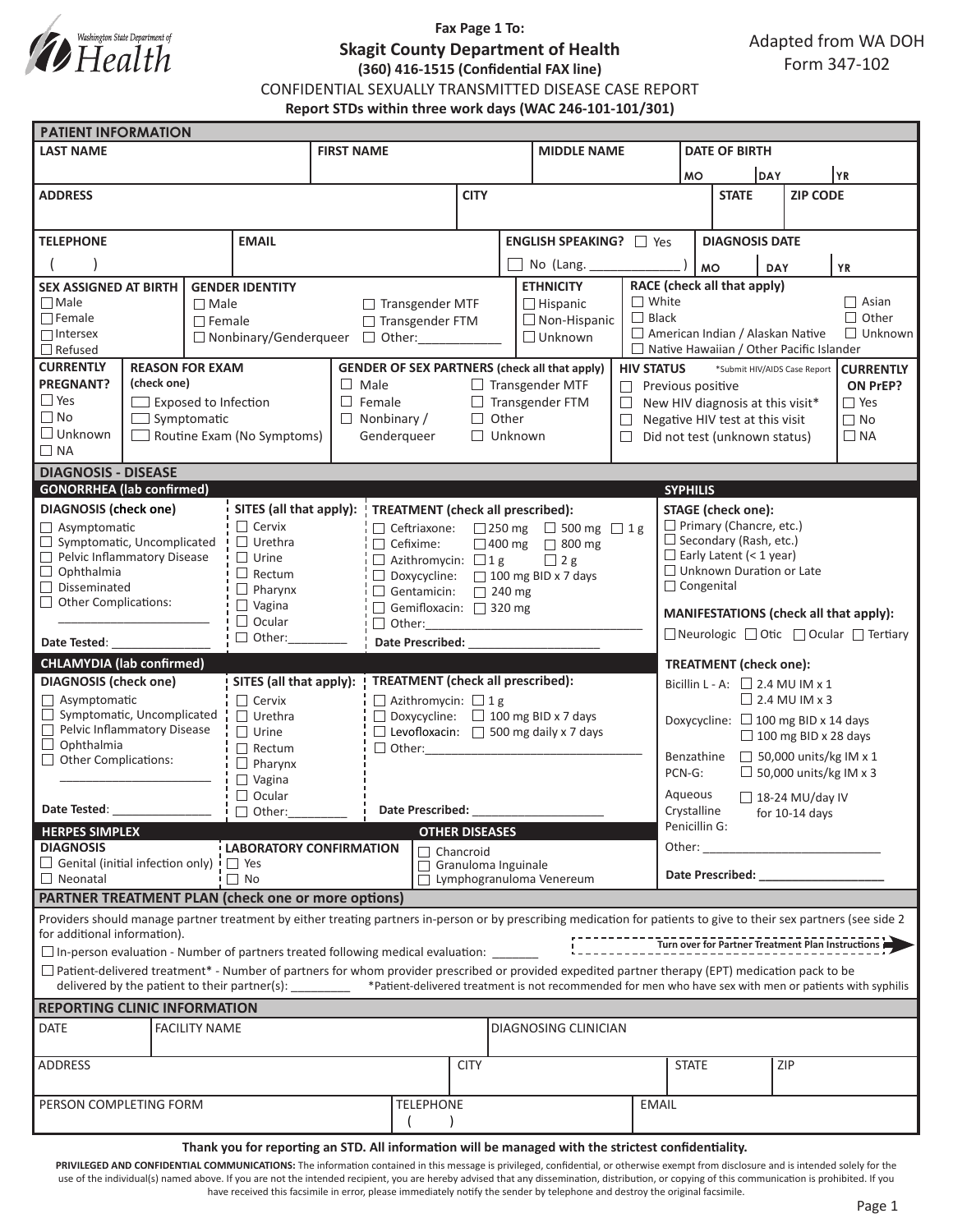Washington State Department of Health

**Fax Page 1 To:**

## Skagit County Department of Health

**(360) 416-1515 (Confidential FAX line)**

Adapted from WA DOH Form 347-102

CONFIDENTIAL SEXUALLY TRANSMITTED DISEASE CASE REPORT

**Report STDs within three work days (WAC 246-101-101/301)**

## PATIENT INFORMATION

| LAST NAME | FIRST NAME | MIDDLE NAME | DATE OF BIRTH (MO / DAY / YR) |
|---|---|---|---|
| | | | |

| ADDRESS | CITY | STATE | ZIP CODE |
|---|---|---|---|
| | | | |

| TELEPHONE | EMAIL | ENGLISH SPEAKING? | DIAGNOSIS DATE (MO / DAY / YR) |
|---|---|---|---|
| ( ) | | ☐ Yes ☐ No (Lang. ________ ) | |

**SEX ASSIGNED AT BIRTH**
- ☐ Male
- ☐ Female
- ☐ Intersex
- ☐ Refused

**GENDER IDENTITY**
- ☐ Male
- ☐ Female
- ☐ Nonbinary/Genderqueer
- ☐ Transgender MTF
- ☐ Transgender FTM
- ☐ Other:____________

**ETHNICITY**
- ☐ Hispanic
- ☐ Non-Hispanic
- ☐ Unknown

**RACE (check all that apply)**
- ☐ White
- ☐ Black
- ☐ American Indian / Alaskan Native
- ☐ Native Hawaiian / Other Pacific Islander
- ☐ Asian
- ☐ Other
- ☐ Unknown

**CURRENTLY PREGNANT?**
- ☐ Yes
- ☐ No
- ☐ Unknown
- ☐ NA

**REASON FOR EXAM (check one)**
- ☐ Exposed to Infection
- ☐ Symptomatic
- ☐ Routine Exam (No Symptoms)

**GENDER OF SEX PARTNERS (check all that apply)**
- ☐ Male
- ☐ Female
- ☐ Nonbinary / Genderqueer
- ☐ Transgender MTF
- ☐ Transgender FTM
- ☐ Other
- ☐ Unknown

**HIV STATUS** *Submit HIV/AIDS Case Report
- ☐ Previous positive
- ☐ New HIV diagnosis at this visit*
- ☐ Negative HIV test at this visit
- ☐ Did not test (unknown status)

**CURRENTLY ON PrEP?**
- ☐ Yes
- ☐ No
- ☐ NA

## DIAGNOSIS - DISEASE

### GONORRHEA (lab confirmed)

**DIAGNOSIS (check one)**
- ☐ Asymptomatic
- ☐ Symptomatic, Uncomplicated
- ☐ Pelvic Inflammatory Disease
- ☐ Ophthalmia
- ☐ Disseminated
- ☐ Other Complications: ______________________

Date Tested: _______________

**SITES (all that apply):**
- ☐ Cervix
- ☐ Urethra
- ☐ Urine
- ☐ Rectum
- ☐ Pharynx
- ☐ Vagina
- ☐ Ocular
- ☐ Other:_________

**TREATMENT (check all prescribed):**
- ☐ Ceftriaxone: ☐ 250 mg ☐ 500 mg ☐ 1 g
- ☐ Cefixime: ☐ 400 mg ☐ 800 mg
- ☐ Azithromycin: ☐ 1 g ☐ 2 g
- ☐ Doxycycline: ☐ 100 mg BID x 7 days
- ☐ Gentamicin: ☐ 240 mg
- ☐ Gemifloxacin: ☐ 320 mg
- ☐ Other:_________________________________

Date Prescribed: ____________________

### CHLAMYDIA (lab confirmed)

**DIAGNOSIS (check one)**
- ☐ Asymptomatic
- ☐ Symptomatic, Uncomplicated
- ☐ Pelvic Inflammatory Disease
- ☐ Ophthalmia
- ☐ Other Complications: ______________________

Date Tested: _______________

**SITES (all that apply):**
- ☐ Cervix
- ☐ Urethra
- ☐ Urine
- ☐ Rectum
- ☐ Pharynx
- ☐ Vagina
- ☐ Ocular
- ☐ Other:_________

**TREATMENT (check all prescribed):**
- ☐ Azithromycin: ☐ 1 g
- ☐ Doxycycline: ☐ 100 mg BID x 7 days
- ☐ Levofloxacin: ☐ 500 mg daily x 7 days
- ☐ Other:_________________________________

Date Prescribed: ____________________

### HERPES SIMPLEX

**DIAGNOSIS**
- ☐ Genital (initial infection only)
- ☐ Neonatal

**LABORATORY CONFIRMATION**
- ☐ Yes
- ☐ No

### OTHER DISEASES
- ☐ Chancroid
- ☐ Granuloma Inguinale
- ☐ Lymphogranuloma Venereum

### SYPHILIS

**STAGE (check one):**
- ☐ Primary (Chancre, etc.)
- ☐ Secondary (Rash, etc.)
- ☐ Early Latent (< 1 year)
- ☐ Unknown Duration or Late
- ☐ Congenital

**MANIFESTATIONS (check all that apply):**
☐ Neurologic ☐ Otic ☐ Ocular ☐ Tertiary

**TREATMENT (check one):**
- Bicillin L - A: ☐ 2.4 MU IM x 1 ☐ 2.4 MU IM x 3
- Doxycycline: ☐ 100 mg BID x 14 days ☐ 100 mg BID x 28 days
- Benzathine PCN-G: ☐ 50,000 units/kg IM x 1 ☐ 50,000 units/kg IM x 3
- Aqueous Crystalline Penicillin G: ☐ 18-24 MU/day IV for 10-14 days
- Other: ___________________________

Date Prescribed: ___________________

## PARTNER TREATMENT PLAN (check one or more options)

Providers should manage partner treatment by either treating partners in-person or by prescribing medication for patients to give to their sex partners (see side 2 for additional information).

**Turn over for Partner Treatment Plan Instructions**

☐ In-person evaluation - Number of partners treated following medical evaluation: _______

☐ Patient-delivered treatment* - Number of partners for whom provider prescribed or provided expedited partner therapy (EPT) medication pack to be delivered by the patient to their partner(s): ________ *Patient-delivered treatment is not recommended for men who have sex with men or patients with syphilis

## REPORTING CLINIC INFORMATION

| DATE | FACILITY NAME | DIAGNOSING CLINICIAN |
|---|---|---|
| | | |

| ADDRESS | CITY | STATE | ZIP |
|---|---|---|---|
| | | | |

| PERSON COMPLETING FORM | TELEPHONE | EMAIL |
|---|---|---|
| | ( ) | |

**Thank you for reporting an STD. All information will be managed with the strictest confidentiality.**

**PRIVILEGED AND CONFIDENTIAL COMMUNICATIONS:** The information contained in this message is privileged, confidential, or otherwise exempt from disclosure and is intended solely for the use of the individual(s) named above. If you are not the intended recipient, you are hereby advised that any dissemination, distribution, or copying of this communication is prohibited. If you have received this facsimile in error, please immediately notify the sender by telephone and destroy the original facsimile.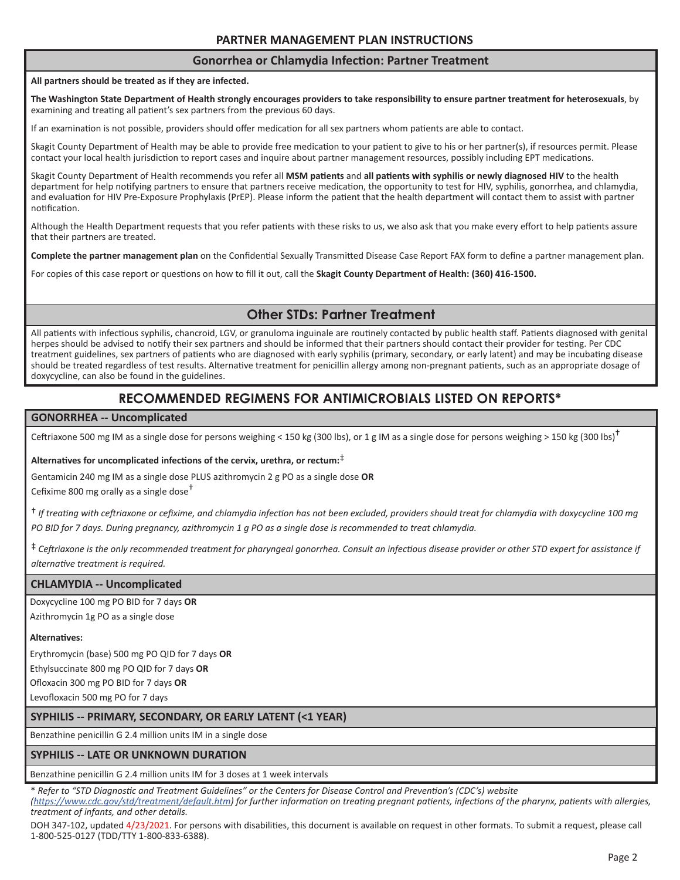# PARTNER MANAGEMENT PLAN INSTRUCTIONS

## Gonorrhea or Chlamydia Infection: Partner Treatment

**All partners should be treated as if they are infected.**

**The Washington State Department of Health strongly encourages providers to take responsibility to ensure partner treatment for heterosexuals**, by examining and treating all patient's sex partners from the previous 60 days.

If an examination is not possible, providers should offer medication for all sex partners whom patients are able to contact.

Skagit County Department of Health may be able to provide free medication to your patient to give to his or her partner(s), if resources permit. Please contact your local health jurisdiction to report cases and inquire about partner management resources, possibly including EPT medications.

Skagit County Department of Health recommends you refer all **MSM patients** and **all patients with syphilis or newly diagnosed HIV** to the health department for help notifying partners to ensure that partners receive medication, the opportunity to test for HIV, syphilis, gonorrhea, and chlamydia, and evaluation for HIV Pre-Exposure Prophylaxis (PrEP). Please inform the patient that the health department will contact them to assist with partner notification.

Although the Health Department requests that you refer patients with these risks to us, we also ask that you make every effort to help patients assure that their partners are treated.

**Complete the partner management plan** on the Confidential Sexually Transmitted Disease Case Report FAX form to define a partner management plan.

For copies of this case report or questions on how to fill it out, call the **Skagit County Department of Health: (360) 416-1500.**

## Other STDs: Partner Treatment

All patients with infectious syphilis, chancroid, LGV, or granuloma inguinale are routinely contacted by public health staff. Patients diagnosed with genital herpes should be advised to notify their sex partners and should be informed that their partners should contact their provider for testing. Per CDC treatment guidelines, sex partners of patients who are diagnosed with early syphilis (primary, secondary, or early latent) and may be incubating disease should be treated regardless of test results. Alternative treatment for penicillin allergy among non-pregnant patients, such as an appropriate dosage of doxycycline, can also be found in the guidelines.

## RECOMMENDED REGIMENS FOR ANTIMICROBIALS LISTED ON REPORTS*

### GONORRHEA -- Uncomplicated

Ceftriaxone 500 mg IM as a single dose for persons weighing < 150 kg (300 lbs), or 1 g IM as a single dose for persons weighing > 150 kg (300 lbs)†

**Alternatives for uncomplicated infections of the cervix, urethra, or rectum:‡**

Gentamicin 240 mg IM as a single dose PLUS azithromycin 2 g PO as a single dose **OR**

Cefixime 800 mg orally as a single dose†

† *If treating with ceftriaxone or cefixime, and chlamydia infection has not been excluded, providers should treat for chlamydia with doxycycline 100 mg PO BID for 7 days. During pregnancy, azithromycin 1 g PO as a single dose is recommended to treat chlamydia.*

‡ *Ceftriaxone is the only recommended treatment for pharyngeal gonorrhea. Consult an infectious disease provider or other STD expert for assistance if alternative treatment is required.*

### CHLAMYDIA -- Uncomplicated

Doxycycline 100 mg PO BID for 7 days **OR**

Azithromycin 1g PO as a single dose

**Alternatives:**

Erythromycin (base) 500 mg PO QID for 7 days **OR**

Ethylsuccinate 800 mg PO QID for 7 days **OR**

Ofloxacin 300 mg PO BID for 7 days **OR**

Levofloxacin 500 mg PO for 7 days

### SYPHILIS -- PRIMARY, SECONDARY, OR EARLY LATENT (<1 YEAR)

Benzathine penicillin G 2.4 million units IM in a single dose

### SYPHILIS -- LATE OR UNKNOWN DURATION

Benzathine penicillin G 2.4 million units IM for 3 doses at 1 week intervals

\* *Refer to "STD Diagnostic and Treatment Guidelines" or the Centers for Disease Control and Prevention's (CDC's) website (https://www.cdc.gov/std/treatment/default.htm) for further information on treating pregnant patients, infections of the pharynx, patients with allergies, treatment of infants, and other details.*

DOH 347-102, updated 4/23/2021. For persons with disabilities, this document is available on request in other formats. To submit a request, please call 1-800-525-0127 (TDD/TTY 1-800-833-6388).